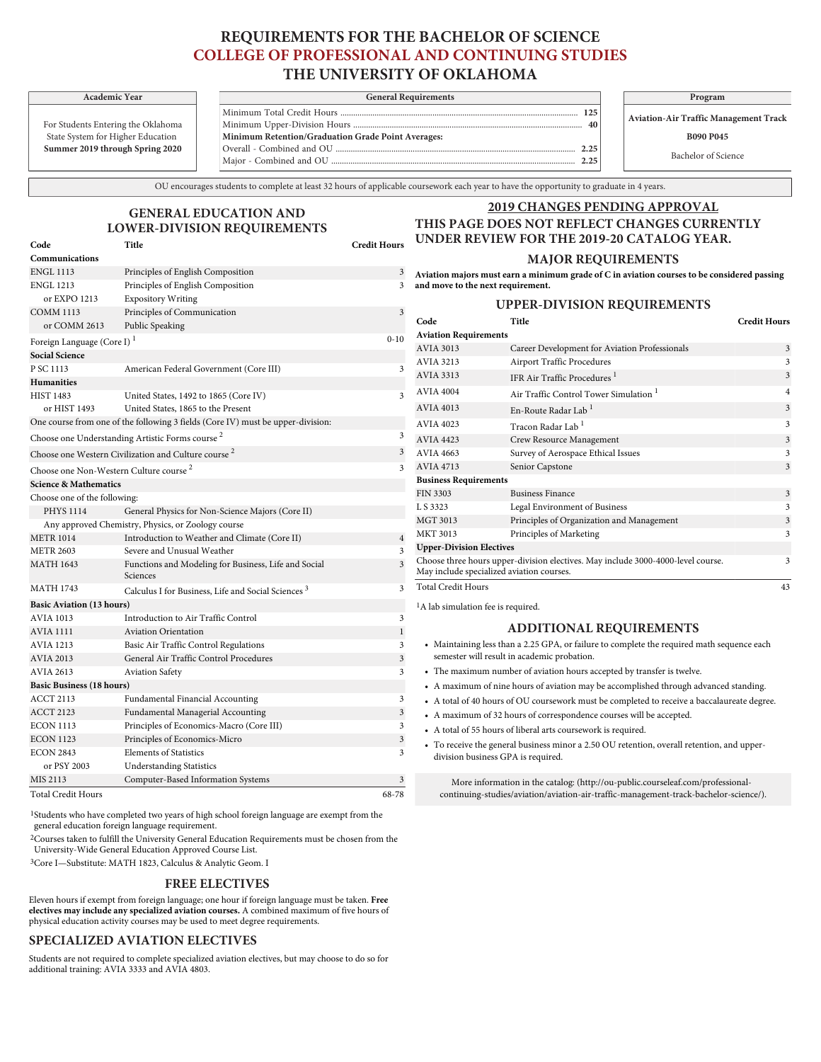# REQUIREMENTS FOR THE BACHELOR OF SCIENCE
## COLLEGE OF PROFESSIONAL AND CONTINUING STUDIES
## THE UNIVERSITY OF OKLAHOMA

| Academic Year |
|---|
| For Students Entering the Oklahoma State System for Higher Education **Summer 2019 through Spring 2020** |

| General Requirements | |
|---|---|
| Minimum Total Credit Hours | 125 |
| Minimum Upper-Division Hours | 40 |
| **Minimum Retention/Graduation Grade Point Averages:** | |
| Overall - Combined and OU | 2.25 |
| Major - Combined and OU | 2.25 |

| Program |
|---|
| **Aviation-Air Traffic Management Track** |
| **B090 P045** |
| Bachelor of Science |

OU encourages students to complete at least 32 hours of applicable coursework each year to have the opportunity to graduate in 4 years.

## GENERAL EDUCATION AND LOWER-DIVISION REQUIREMENTS

| Code | Title | Credit Hours |
|---|---|---|
| **Communications** | | |
| ENGL 1113 | Principles of English Composition | 3 |
| ENGL 1213 | Principles of English Composition | 3 |
| or EXPO 1213 | Expository Writing | |
| COMM 1113 | Principles of Communication | 3 |
| or COMM 2613 | Public Speaking | |
| Foreign Language (Core I) [1] | | 0-10 |
| **Social Science** | | |
| P SC 1113 | American Federal Government (Core III) | 3 |
| **Humanities** | | |
| HIST 1483 | United States, 1492 to 1865 (Core IV) | 3 |
| or HIST 1493 | United States, 1865 to the Present | |
| One course from one of the following 3 fields (Core IV) must be upper-division: | | |
| Choose one Understanding Artistic Forms course [2] | | 3 |
| Choose one Western Civilization and Culture course [2] | | 3 |
| Choose one Non-Western Culture course [2] | | 3 |
| **Science & Mathematics** | | |
| Choose one of the following: | | |
| PHYS 1114 | General Physics for Non-Science Majors (Core II) | |
| Any approved Chemistry, Physics, or Zoology course | | |
| METR 1014 | Introduction to Weather and Climate (Core II) | 4 |
| METR 2603 | Severe and Unusual Weather | 3 |
| MATH 1643 | Functions and Modeling for Business, Life and Social Sciences | 3 |
| MATH 1743 | Calculus I for Business, Life and Social Sciences [3] | 3 |
| **Basic Aviation (13 hours)** | | |
| AVIA 1013 | Introduction to Air Traffic Control | 3 |
| AVIA 1111 | Aviation Orientation | 1 |
| AVIA 1213 | Basic Air Traffic Control Regulations | 3 |
| AVIA 2013 | General Air Traffic Control Procedures | 3 |
| AVIA 2613 | Aviation Safety | 3 |
| **Basic Business (18 hours)** | | |
| ACCT 2113 | Fundamental Financial Accounting | 3 |
| ACCT 2123 | Fundamental Managerial Accounting | 3 |
| ECON 1113 | Principles of Economics-Macro (Core III) | 3 |
| ECON 1123 | Principles of Economics-Micro | 3 |
| ECON 2843 | Elements of Statistics | 3 |
| or PSY 2003 | Understanding Statistics | |
| MIS 2113 | Computer-Based Information Systems | 3 |
| Total Credit Hours | | 68-78 |

[1]Students who have completed two years of high school foreign language are exempt from the general education foreign language requirement.

[2]Courses taken to fulfill the University General Education Requirements must be chosen from the University-Wide General Education Approved Course List.

[3]Core I—Substitute: MATH 1823, Calculus & Analytic Geom. I

## FREE ELECTIVES

Eleven hours if exempt from foreign language; one hour if foreign language must be taken. **Free electives may include any specialized aviation courses.** A combined maximum of five hours of physical education activity courses may be used to meet degree requirements.

## SPECIALIZED AVIATION ELECTIVES

Students are not required to complete specialized aviation electives, but may choose to do so for additional training: AVIA 3333 and AVIA 4803.

## 2019 CHANGES PENDING APPROVAL

## THIS PAGE DOES NOT REFLECT CHANGES CURRENTLY UNDER REVIEW FOR THE 2019-20 CATALOG YEAR.

## MAJOR REQUIREMENTS

**Aviation majors must earn a minimum grade of C in aviation courses to be considered passing and move to the next requirement.**

### UPPER-DIVISION REQUIREMENTS

| Code | Title | Credit Hours |
|---|---|---|
| **Aviation Requirements** | | |
| AVIA 3013 | Career Development for Aviation Professionals | 3 |
| AVIA 3213 | Airport Traffic Procedures | 3 |
| AVIA 3313 | IFR Air Traffic Procedures [1] | 3 |
| AVIA 4004 | Air Traffic Control Tower Simulation [1] | 4 |
| AVIA 4013 | En-Route Radar Lab [1] | 3 |
| AVIA 4023 | Tracon Radar Lab [1] | 3 |
| AVIA 4423 | Crew Resource Management | 3 |
| AVIA 4663 | Survey of Aerospace Ethical Issues | 3 |
| AVIA 4713 | Senior Capstone | 3 |
| **Business Requirements** | | |
| FIN 3303 | Business Finance | 3 |
| L S 3323 | Legal Environment of Business | 3 |
| MGT 3013 | Principles of Organization and Management | 3 |
| MKT 3013 | Principles of Marketing | 3 |
| **Upper-Division Electives** | | |
| Choose three hours upper-division electives. May include 3000-4000-level course. May include specialized aviation courses. | | 3 |
| Total Credit Hours | | 43 |

[1]A lab simulation fee is required.

## ADDITIONAL REQUIREMENTS

- Maintaining less than a 2.25 GPA, or failure to complete the required math sequence each semester will result in academic probation.
- The maximum number of aviation hours accepted by transfer is twelve.
- A maximum of nine hours of aviation may be accomplished through advanced standing.
- A total of 40 hours of OU coursework must be completed to receive a baccalaureate degree.
- A maximum of 32 hours of correspondence courses will be accepted.
- A total of 55 hours of liberal arts coursework is required.
- To receive the general business minor a 2.50 OU retention, overall retention, and upper-division business GPA is required.

More information in the catalog: (http://ou-public.courseleaf.com/professional-continuing-studies/aviation/aviation-air-traffic-management-track-bachelor-science/).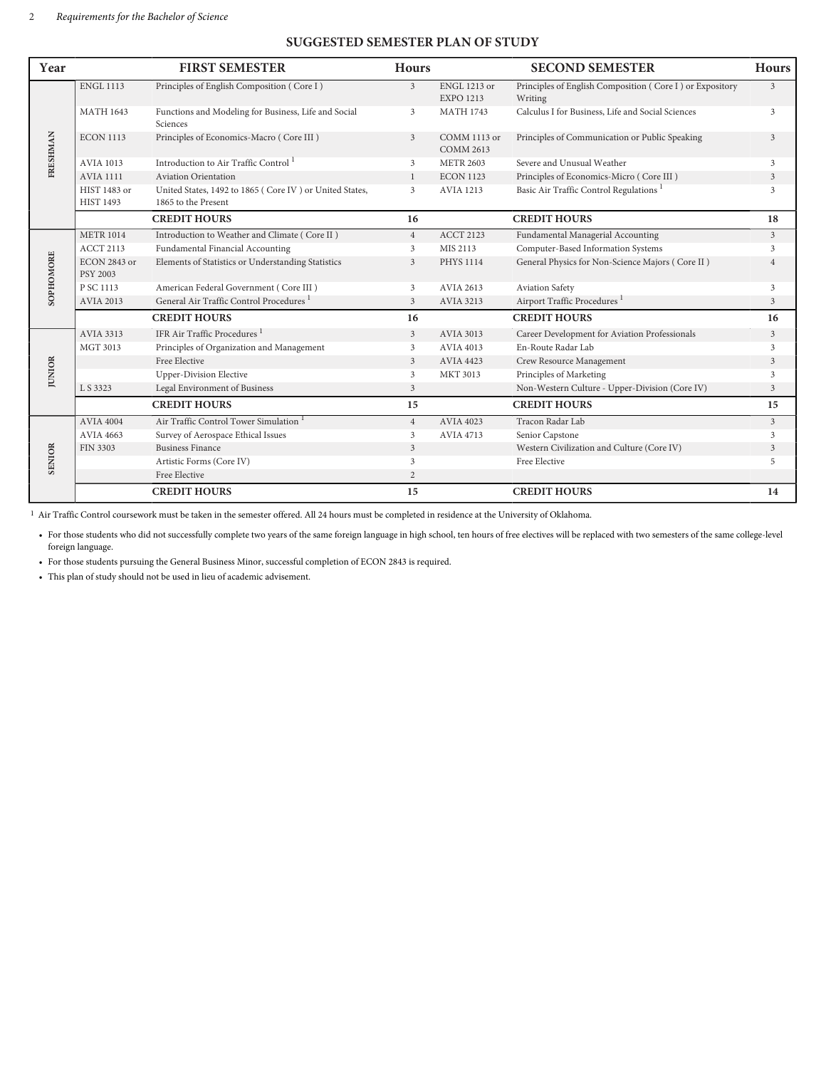## SUGGESTED SEMESTER PLAN OF STUDY

| Year | FIRST SEMESTER | | Hours | SECOND SEMESTER | | Hours |
|---|---|---|---|---|---|---|
| FRESHMAN | ENGL 1113 | Principles of English Composition ( Core I ) | 3 | ENGL 1213 or EXPO 1213 | Principles of English Composition ( Core I ) or Expository Writing | 3 |
| | MATH 1643 | Functions and Modeling for Business, Life and Social Sciences | 3 | MATH 1743 | Calculus I for Business, Life and Social Sciences | 3 |
| | ECON 1113 | Principles of Economics-Macro ( Core III ) | 3 | COMM 1113 or COMM 2613 | Principles of Communication or Public Speaking | 3 |
| | AVIA 1013 | Introduction to Air Traffic Control [1] | 3 | METR 2603 | Severe and Unusual Weather | 3 |
| | AVIA 1111 | Aviation Orientation | 1 | ECON 1123 | Principles of Economics-Micro ( Core III ) | 3 |
| | HIST 1483 or HIST 1493 | United States, 1492 to 1865 ( Core IV ) or United States, 1865 to the Present | 3 | AVIA 1213 | Basic Air Traffic Control Regulations [1] | 3 |
| | | **CREDIT HOURS** | **16** | | **CREDIT HOURS** | **18** |
| SOPHOMORE | METR 1014 | Introduction to Weather and Climate ( Core II ) | 4 | ACCT 2123 | Fundamental Managerial Accounting | 3 |
| | ACCT 2113 | Fundamental Financial Accounting | 3 | MIS 2113 | Computer-Based Information Systems | 3 |
| | ECON 2843 or PSY 2003 | Elements of Statistics or Understanding Statistics | 3 | PHYS 1114 | General Physics for Non-Science Majors ( Core II ) | 4 |
| | P SC 1113 | American Federal Government ( Core III ) | 3 | AVIA 2613 | Aviation Safety | 3 |
| | AVIA 2013 | General Air Traffic Control Procedures [1] | 3 | AVIA 3213 | Airport Traffic Procedures [1] | 3 |
| | | **CREDIT HOURS** | **16** | | **CREDIT HOURS** | **16** |
| JUNIOR | AVIA 3313 | IFR Air Traffic Procedures [1] | 3 | AVIA 3013 | Career Development for Aviation Professionals | 3 |
| | MGT 3013 | Principles of Organization and Management | 3 | AVIA 4013 | En-Route Radar Lab | 3 |
| | | Free Elective | 3 | AVIA 4423 | Crew Resource Management | 3 |
| | | Upper-Division Elective | 3 | MKT 3013 | Principles of Marketing | 3 |
| | L S 3323 | Legal Environment of Business | 3 | | Non-Western Culture - Upper-Division (Core IV) | 3 |
| | | **CREDIT HOURS** | **15** | | **CREDIT HOURS** | **15** |
| SENIOR | AVIA 4004 | Air Traffic Control Tower Simulation [1] | 4 | AVIA 4023 | Tracon Radar Lab | 3 |
| | AVIA 4663 | Survey of Aerospace Ethical Issues | 3 | AVIA 4713 | Senior Capstone | 3 |
| | FIN 3303 | Business Finance | 3 | | Western Civilization and Culture (Core IV) | 3 |
| | | Artistic Forms (Core IV) | 3 | | Free Elective | 5 |
| | | Free Elective | 2 | | | |
| | | **CREDIT HOURS** | **15** | | **CREDIT HOURS** | **14** |

[1] Air Traffic Control coursework must be taken in the semester offered. All 24 hours must be completed in residence at the University of Oklahoma.

- For those students who did not successfully complete two years of the same foreign language in high school, ten hours of free electives will be replaced with two semesters of the same college-level foreign language.
- For those students pursuing the General Business Minor, successful completion of ECON 2843 is required.
- This plan of study should not be used in lieu of academic advisement.